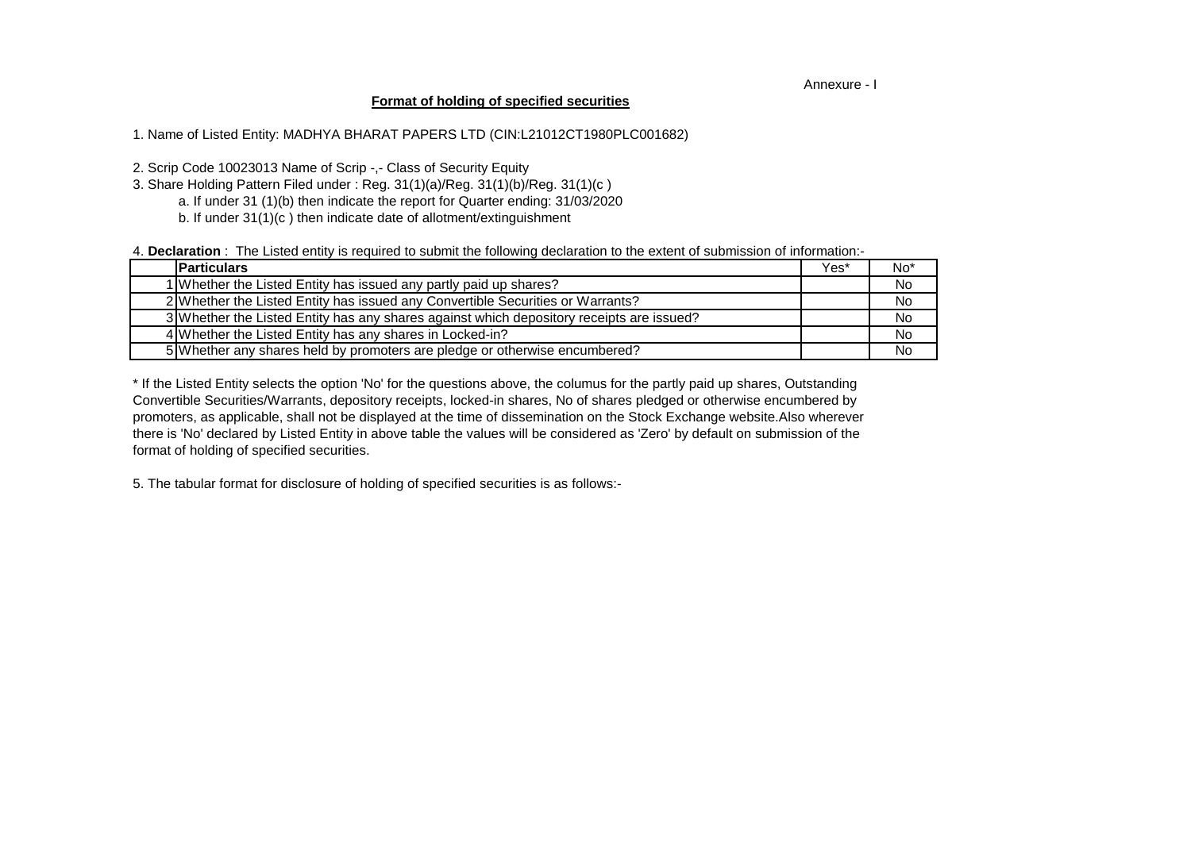Annexure - I

**Format of holding of specified securities**

1. Name of Listed Entity: MADHYA BHARAT PAPERS LTD (CIN:L21012CT1980PLC001682)

2. Scrip Code 10023013 Name of Scrip -,- Class of Security Equity

3. Share Holding Pattern Filed under : Reg. 31(1)(a)/Reg. 31(1)(b)/Reg. 31(1)(c )

    a. If under 31 (1)(b) then indicate the report for Quarter ending: 31/03/2020

    b. If under 31(1)(c ) then indicate date of allotment/extinguishment

4. **Declaration** : The Listed entity is required to submit the following declaration to the extent of submission of information:-

| | **Particulars** | Yes* | No* |
|---|---|---|---|
| 1 | Whether the Listed Entity has issued any partly paid up shares? | | No |
| 2 | Whether the Listed Entity has issued any Convertible Securities or Warrants? | | No |
| 3 | Whether the Listed Entity has any shares against which depository receipts are issued? | | No |
| 4 | Whether the Listed Entity has any shares in Locked-in? | | No |
| 5 | Whether any shares held by promoters are pledge or otherwise encumbered? | | No |

* If the Listed Entity selects the option 'No' for the questions above, the columus for the partly paid up shares, Outstanding Convertible Securities/Warrants, depository receipts, locked-in shares, No of shares pledged or otherwise encumbered by promoters, as applicable, shall not be displayed at the time of dissemination on the Stock Exchange website.Also wherever there is 'No' declared by Listed Entity in above table the values will be considered as 'Zero' by default on submission of the format of holding of specified securities.

5. The tabular format for disclosure of holding of specified securities is as follows:-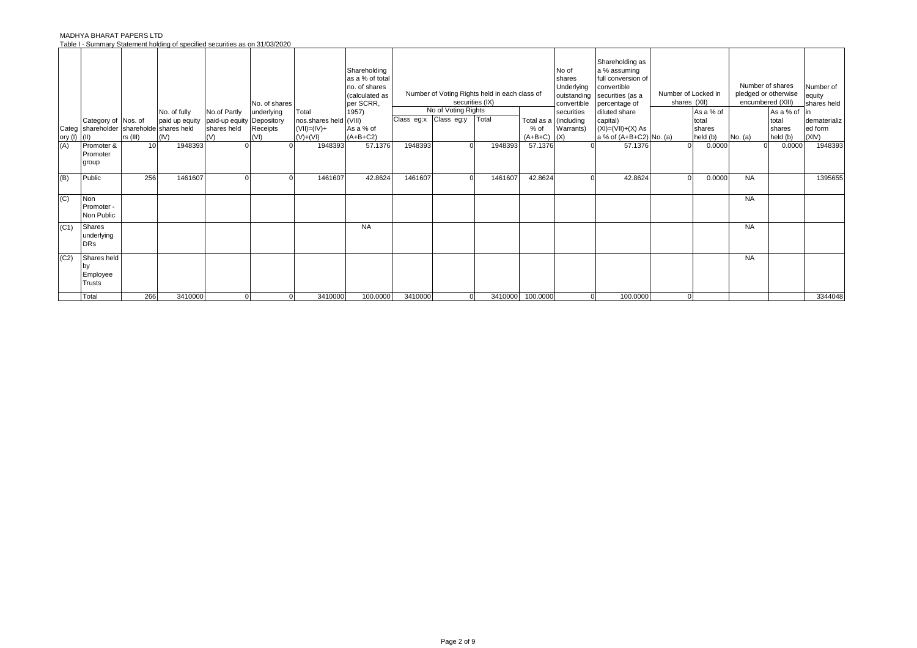MADHYA BHARAT PAPERS LTD

Table I - Summary Statement holding of specified securities as on 31/03/2020

| Category (I) | Category of shareholder (II) | Nos. of shareholders (III) | No. of fully paid up equity shares held (IV) | No.of Partly paid-up equity shares held (V) | No. of shares underlying Depository Receipts (VI) | Total nos.shares held (VII)=(IV)+(V)+(VI) | Shareholding as a % of total no. of shares (calculated as per SCRR, 1957) (VIII) As a % of (A+B+C2) | Number of Voting Rights held in each class of securities (IX) | | | | No of shares Underlying outstanding convertible securities (including Warrants) (X) | Shareholding as a % assuming full conversion of convertible securities (as a percentage of diluted share capital) (XI)=(VII)+(X) As a % of (A+B+C2) | Number of Locked in shares (XII) | | Number of shares pledged or otherwise encumbered (XIII) | | Number of equity shares held in dematerialized form (XIV) |
|---|---|---|---|---|---|---|---|---|---|---|---|---|---|---|---|---|---|---|
| | | | | | | | | No of Voting Rights | | | Total as a % of (A+B+C) | | | No. (a) | As a % of total shares held (b) | No. (a) | As a % of total shares held (b) | |
| | | | | | | | | Class eg:x | Class eg:y | Total | | | | | | | | |
| (A) | Promoter & Promoter group | 10 | 1948393 | 0 | 0 | 1948393 | 57.1376 | 1948393 | 0 | 1948393 | 57.1376 | 0 | 57.1376 | 0 | 0.0000 | 0 | 0.0000 | 1948393 |
| (B) | Public | 256 | 1461607 | 0 | 0 | 1461607 | 42.8624 | 1461607 | 0 | 1461607 | 42.8624 | 0 | 42.8624 | 0 | 0.0000 | NA | | 1395655 |
| (C) | Non Promoter - Non Public | | | | | | | | | | | | | | | NA | | |
| (C1) | Shares underlying DRs | | | | | | NA | | | | | | | | | NA | | |
| (C2) | Shares held by Employee Trusts | | | | | | | | | | | | | | | NA | | |
| | Total | 266 | 3410000 | 0 | 0 | 3410000 | 100.0000 | 3410000 | 0 | 3410000 | 100.0000 | 0 | 100.0000 | 0 | | | | 3344048 |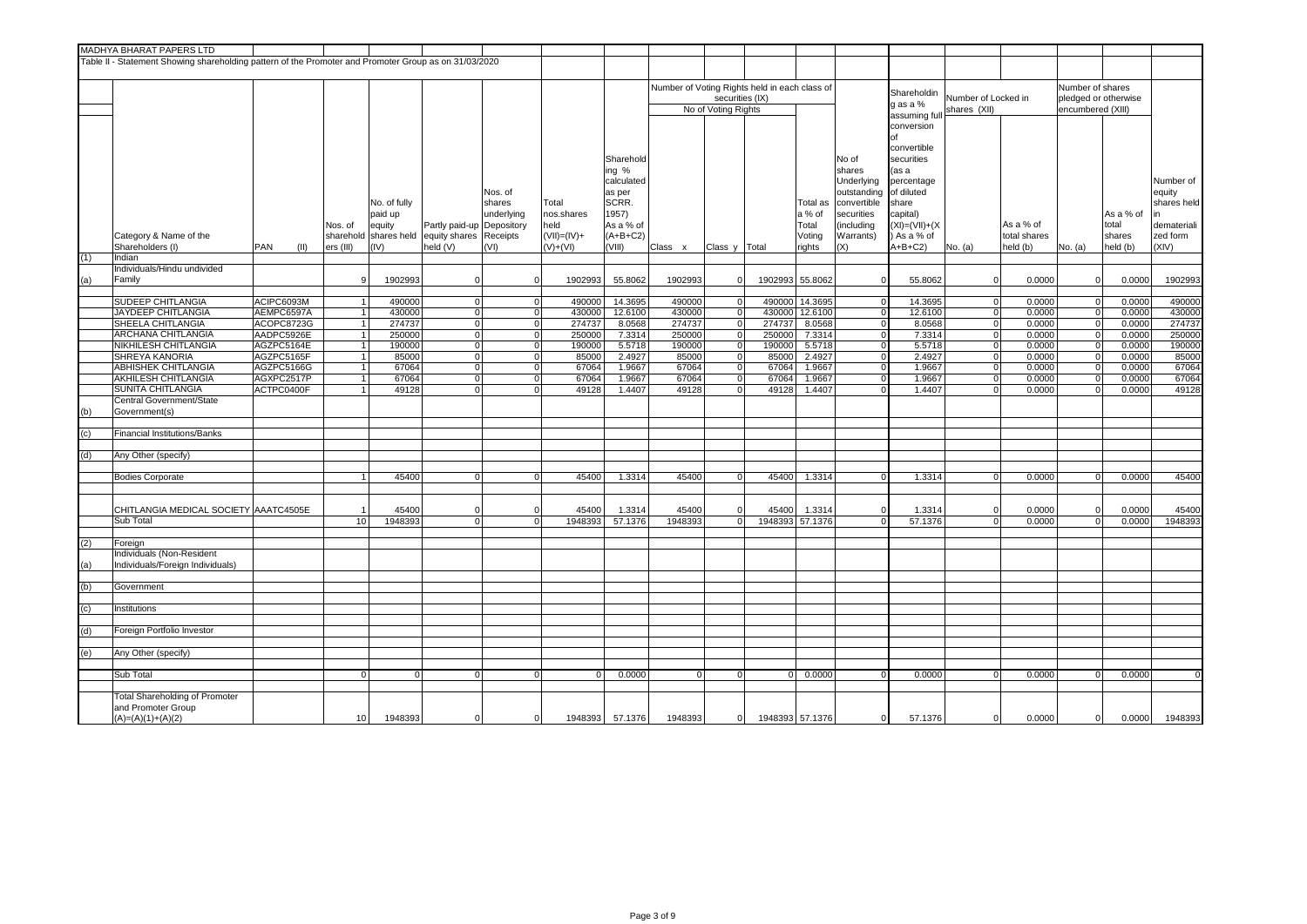MADHYA BHARAT PAPERS LTD

Table II - Statement Showing shareholding pattern of the Promoter and Promoter Group as on 31/03/2020

| | Category & Name of the Shareholders (I) | PAN (II) | Nos. of shareholders (III) | No. of fully paid up equity shares held (IV) | Partly paid-up equity shares held (V) | Nos. of shares underlying Depository Receipts (VI) | Total nos.shares held (VII)=(IV)+(V)+(VI) | Shareholding % calculated as per SCRR. 1957) As a % of (A+B+C2) (VIII) | Number of Voting Rights held in each class of securities (IX) | | | | No of shares Underlying outstanding convertible securities (including Warrants) (X) | Shareholding as a % assuming full conversion of convertible securities (as a percentage of diluted share capital) (XI)=(VII)+(X) As a % of A+B+C2) | Number of Locked in shares (XII) | | Number of shares pledged or otherwise encumbered (XIII) | | Number of equity shares held in dematerialized form (XIV) |
|---|---|---|---|---|---|---|---|---|---|---|---|---|---|---|---|---|---|---|---|
| | | | | | | | | | No of Voting Rights | | | Total as a % of Total Voting rights | | | No. (a) | As a % of total shares held (b) | No. (a) | As a % of total shares held (b) | |
| | | | | | | | | | Class x | Class y | Total | | | | | | | | |
| (1) | Indian | | | | | | | | | | | | | | | | | | |
| (a) | Individuals/Hindu undivided Family | | 9 | 1902993 | 0 | 0 | 1902993 | 55.8062 | 1902993 | 0 | 1902993 | 55.8062 | 0 | 55.8062 | 0 | 0.0000 | 0 | 0.0000 | 1902993 |
| | SUDEEP CHITLANGIA | ACIPC6093M | 1 | 490000 | 0 | 0 | 490000 | 14.3695 | 490000 | 0 | 490000 | 14.3695 | 0 | 14.3695 | 0 | 0.0000 | 0 | 0.0000 | 490000 |
| | JAYDEEP CHITLANGIA | AEMPC6597A | 1 | 430000 | 0 | 0 | 430000 | 12.6100 | 430000 | 0 | 430000 | 12.6100 | 0 | 12.6100 | 0 | 0.0000 | 0 | 0.0000 | 430000 |
| | SHEELA CHITLANGIA | ACOPC8723G | 1 | 274737 | 0 | 0 | 274737 | 8.0568 | 274737 | 0 | 274737 | 8.0568 | 0 | 8.0568 | 0 | 0.0000 | 0 | 0.0000 | 274737 |
| | ARCHANA CHITLANGIA | AADPC5926E | 1 | 250000 | 0 | 0 | 250000 | 7.3314 | 250000 | 0 | 250000 | 7.3314 | 0 | 7.3314 | 0 | 0.0000 | 0 | 0.0000 | 250000 |
| | NIKHILESH CHITLANGIA | AGZPC5164E | 1 | 190000 | 0 | 0 | 190000 | 5.5718 | 190000 | 0 | 190000 | 5.5718 | 0 | 5.5718 | 0 | 0.0000 | 0 | 0.0000 | 190000 |
| | SHREYA KANORIA | AGZPC5165F | 1 | 85000 | 0 | 0 | 85000 | 2.4927 | 85000 | 0 | 85000 | 2.4927 | 0 | 2.4927 | 0 | 0.0000 | 0 | 0.0000 | 85000 |
| | ABHISHEK CHITLANGIA | AGZPC5166G | 1 | 67064 | 0 | 0 | 67064 | 1.9667 | 67064 | 0 | 67064 | 1.9667 | 0 | 1.9667 | 0 | 0.0000 | 0 | 0.0000 | 67064 |
| | AKHILESH CHITLANGIA | AGXPC2517P | 1 | 67064 | 0 | 0 | 67064 | 1.9667 | 67064 | 0 | 67064 | 1.9667 | 0 | 1.9667 | 0 | 0.0000 | 0 | 0.0000 | 67064 |
| | SUNITA CHITLANGIA | ACTPC0400F | 1 | 49128 | 0 | 0 | 49128 | 1.4407 | 49128 | 0 | 49128 | 1.4407 | 0 | 1.4407 | 0 | 0.0000 | 0 | 0.0000 | 49128 |
| (b) | Central Government/State Government(s) | | | | | | | | | | | | | | | | | | |
| (c) | Financial Institutions/Banks | | | | | | | | | | | | | | | | | | |
| (d) | Any Other (specify) | | | | | | | | | | | | | | | | | | |
| | Bodies Corporate | | 1 | 45400 | 0 | 0 | 45400 | 1.3314 | 45400 | 0 | 45400 | 1.3314 | 0 | 1.3314 | 0 | 0.0000 | 0 | 0.0000 | 45400 |
| | CHITLANGIA MEDICAL SOCIETY | AAATC4505E | 1 | 45400 | 0 | 0 | 45400 | 1.3314 | 45400 | 0 | 45400 | 1.3314 | 0 | 1.3314 | 0 | 0.0000 | 0 | 0.0000 | 45400 |
| | Sub Total | | 10 | 1948393 | 0 | 0 | 1948393 | 57.1376 | 1948393 | 0 | 1948393 | 57.1376 | 0 | 57.1376 | 0 | 0.0000 | 0 | 0.0000 | 1948393 |
| (2) | Foreign | | | | | | | | | | | | | | | | | | |
| (a) | Individuals (Non-Resident Individuals/Foreign Individuals) | | | | | | | | | | | | | | | | | | |
| (b) | Government | | | | | | | | | | | | | | | | | | |
| (c) | Institutions | | | | | | | | | | | | | | | | | | |
| (d) | Foreign Portfolio Investor | | | | | | | | | | | | | | | | | | |
| (e) | Any Other (specify) | | | | | | | | | | | | | | | | | | |
| | Sub Total | | 0 | 0 | 0 | 0 | 0 | 0.0000 | 0 | 0 | 0 | 0.0000 | 0 | 0.0000 | 0 | 0.0000 | 0 | 0.0000 | 0 |
| | Total Shareholding of Promoter and Promoter Group (A)=(A)(1)+(A)(2) | | 10 | 1948393 | 0 | 0 | 1948393 | 57.1376 | 1948393 | 0 | 1948393 | 57.1376 | 0 | 57.1376 | 0 | 0.0000 | 0 | 0.0000 | 1948393 |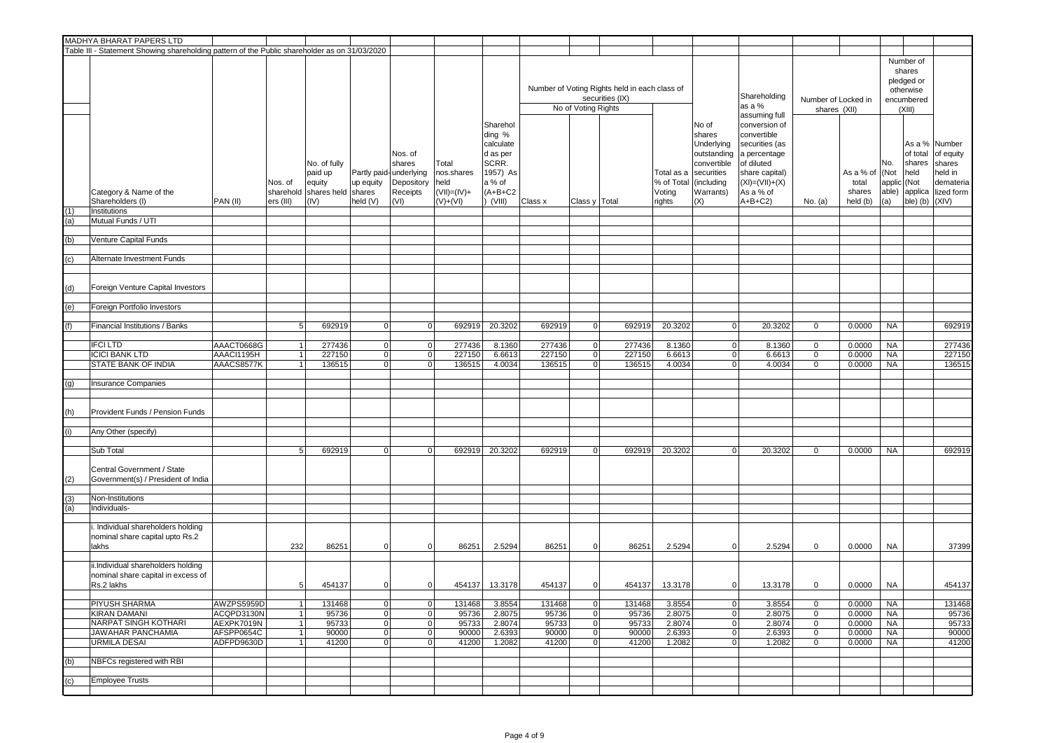MADHYA BHARAT PAPERS LTD

Table III - Statement Showing shareholding pattern of the Public shareholder as on 31/03/2020

| | Category & Name of the Shareholders (I) | PAN (II) | Nos. of shareholders (III) | No. of fully paid up equity shares held (IV) | Partly paid-up equity shares held (V) | Nos. of shares underlying Depository Receipts (VI) | Total nos.shares held (VII)=(IV)+(V)+(VI) | Shareholding % calculated as per SCRR. 1957) As a % of (A+B+C2) (VIII) | Number of Voting Rights held in each class of securities (IX) - No of Voting Rights - Class x | Class y | Total | Total as a % of Total Voting rights | No of shares Underlying outstanding convertible securities (including Warrants) (X) | Shareholding as a % assuming full conversion of convertible securities (as a percentage of diluted share capital) (XI)=(VII)+(X) As a % of A+B+C2) | Number of Locked in shares (XII) - No. (a) | As a % of total shares held (b) | Number of shares pledged or otherwise encumbered (XIII) - No. (Not applicable) (a) | As a % of total shares held (Not applicable) (b) | Number of equity shares held in dematerialized form (XIV) |
|---|---|---|---|---|---|---|---|---|---|---|---|---|---|---|---|---|---|---|---|
| (1) | Institutions | | | | | | | | | | | | | | | | | | |
| (a) | Mutual Funds / UTI | | | | | | | | | | | | | | | | | | |
| (b) | Venture Capital Funds | | | | | | | | | | | | | | | | | | |
| (c) | Alternate Investment Funds | | | | | | | | | | | | | | | | | | |
| (d) | Foreign Venture Capital Investors | | | | | | | | | | | | | | | | | | |
| (e) | Foreign Portfolio Investors | | | | | | | | | | | | | | | | | | |
| (f) | Financial Institutions / Banks | | 5 | 692919 | 0 | 0 | 692919 | 20.3202 | 692919 | 0 | 692919 | 20.3202 | 0 | 20.3202 | 0 | 0.0000 | NA | | 692919 |
| | IFCI LTD | AAACT0668G | 1 | 277436 | 0 | 0 | 277436 | 8.1360 | 277436 | 0 | 277436 | 8.1360 | 0 | 8.1360 | 0 | 0.0000 | NA | | 277436 |
| | ICICI BANK LTD | AAACI1195H | 1 | 227150 | 0 | 0 | 227150 | 6.6613 | 227150 | 0 | 227150 | 6.6613 | 0 | 6.6613 | 0 | 0.0000 | NA | | 227150 |
| | STATE BANK OF INDIA | AAACS8577K | 1 | 136515 | 0 | 0 | 136515 | 4.0034 | 136515 | 0 | 136515 | 4.0034 | 0 | 4.0034 | 0 | 0.0000 | NA | | 136515 |
| (g) | Insurance Companies | | | | | | | | | | | | | | | | | | |
| (h) | Provident Funds / Pension Funds | | | | | | | | | | | | | | | | | | |
| (i) | Any Other (specify) | | | | | | | | | | | | | | | | | | |
| | Sub Total | | 5 | 692919 | 0 | 0 | 692919 | 20.3202 | 692919 | 0 | 692919 | 20.3202 | 0 | 20.3202 | 0 | 0.0000 | NA | | 692919 |
| (2) | Central Government / State Government(s) / President of India | | | | | | | | | | | | | | | | | | |
| (3) | Non-Institutions | | | | | | | | | | | | | | | | | | |
| (a) | Individuals- | | | | | | | | | | | | | | | | | | |
| | i. Individual shareholders holding nominal share capital upto Rs.2 lakhs | | 232 | 86251 | 0 | 0 | 86251 | 2.5294 | 86251 | 0 | 86251 | 2.5294 | 0 | 2.5294 | 0 | 0.0000 | NA | | 37399 |
| | ii.Individual shareholders holding nominal share capital in excess of Rs.2 lakhs | | 5 | 454137 | 0 | 0 | 454137 | 13.3178 | 454137 | 0 | 454137 | 13.3178 | 0 | 13.3178 | 0 | 0.0000 | NA | | 454137 |
| | PIYUSH SHARMA | AWZPS5959D | 1 | 131468 | 0 | 0 | 131468 | 3.8554 | 131468 | 0 | 131468 | 3.8554 | 0 | 3.8554 | 0 | 0.0000 | NA | | 131468 |
| | KIRAN DAMANI | ACQPD3130N | 1 | 95736 | 0 | 0 | 95736 | 2.8075 | 95736 | 0 | 95736 | 2.8075 | 0 | 2.8075 | 0 | 0.0000 | NA | | 95736 |
| | NARPAT SINGH KOTHARI | AEXPK7019N | 1 | 95733 | 0 | 0 | 95733 | 2.8074 | 95733 | 0 | 95733 | 2.8074 | 0 | 2.8074 | 0 | 0.0000 | NA | | 95733 |
| | JAWAHAR PANCHAMIA | AFSPP0654C | 1 | 90000 | 0 | 0 | 90000 | 2.6393 | 90000 | 0 | 90000 | 2.6393 | 0 | 2.6393 | 0 | 0.0000 | NA | | 90000 |
| | URMILA DESAI | ADFPD9630D | 1 | 41200 | 0 | 0 | 41200 | 1.2082 | 41200 | 0 | 41200 | 1.2082 | 0 | 1.2082 | 0 | 0.0000 | NA | | 41200 |
| (b) | NBFCs registered with RBI | | | | | | | | | | | | | | | | | | |
| (c) | Employee Trusts | | | | | | | | | | | | | | | | | | |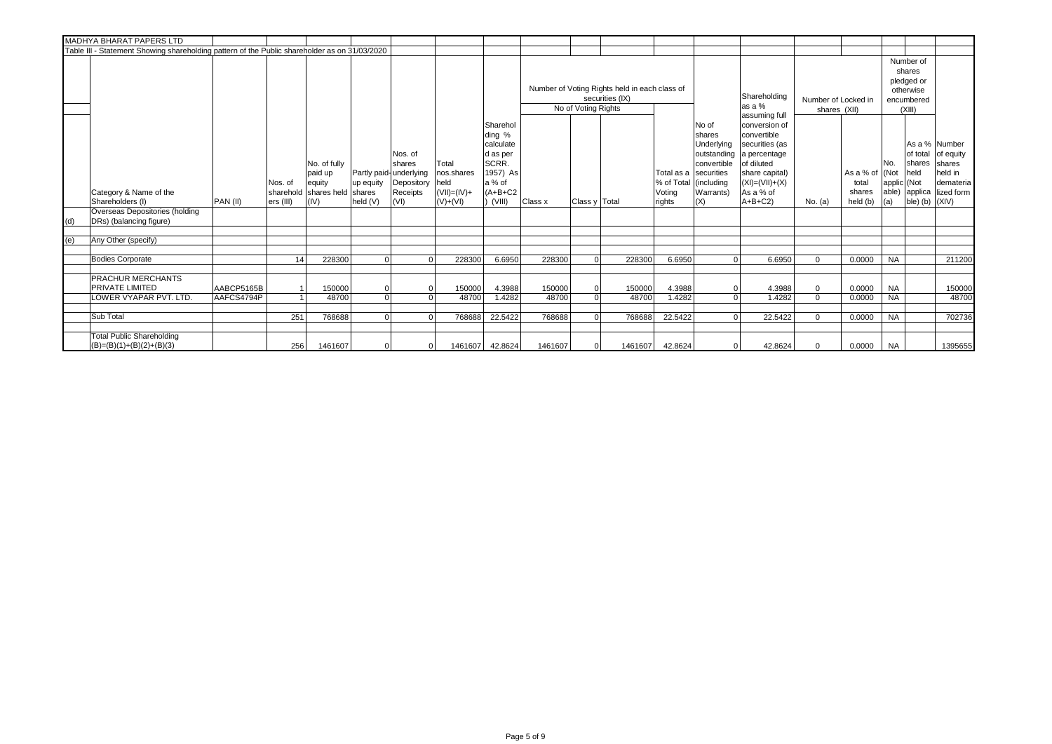MADHYA BHARAT PAPERS LTD

Table III - Statement Showing shareholding pattern of the Public shareholder as on 31/03/2020

| | Category & Name of the Shareholders (I) | PAN (II) | Nos. of shareholders (III) | No. of fully paid up equity shares held (IV) | Partly paid-up equity shares held (V) | Nos. of shares underlying Depository Receipts (VI) | Total nos.shares held (VII)=(IV)+(V)+(VI) | Shareholding % calculated as per SCRR. 1957) As a % of (A+B+C2) (VIII) | Number of Voting Rights held in each class of securities (IX) - No of Voting Rights - Class x | Class y | Total | Total as a % of Total Voting rights | No of shares Underlying outstanding convertible securities (including Warrants) (X) | Shareholding as a % assuming full conversion of convertible securities (as a percentage of diluted share capital) (XI)=(VII)+(X) As a % of A+B+C2) | Number of Locked in shares (XII) - No. (a) | As a % of total shares held (b) | Number of shares pledged or otherwise encumbered (XIII) - No. (Not applicable) (a) | As a % of total shares held (Not applicable) (b) | Number of equity shares held in dematerialized form (XIV) |
|---|---|---|---|---|---|---|---|---|---|---|---|---|---|---|---|---|---|---|---|
| (d) | Overseas Depositories (holding DRs) (balancing figure) | | | | | | | | | | | | | | | | | | |
| (e) | Any Other (specify) | | | | | | | | | | | | | | | | | | |
| | Bodies Corporate | | 14 | 228300 | 0 | 0 | 228300 | 6.6950 | 228300 | 0 | 228300 | 6.6950 | 0 | 6.6950 | 0 | 0.0000 | NA | | 211200 |
| | PRACHUR MERCHANTS PRIVATE LIMITED | AABCP5165B | 1 | 150000 | 0 | 0 | 150000 | 4.3988 | 150000 | 0 | 150000 | 4.3988 | 0 | 4.3988 | 0 | 0.0000 | NA | | 150000 |
| | LOWER VYAPAR PVT. LTD. | AAFCS4794P | 1 | 48700 | 0 | 0 | 48700 | 1.4282 | 48700 | 0 | 48700 | 1.4282 | 0 | 1.4282 | 0 | 0.0000 | NA | | 48700 |
| | Sub Total | | 251 | 768688 | 0 | 0 | 768688 | 22.5422 | 768688 | 0 | 768688 | 22.5422 | 0 | 22.5422 | 0 | 0.0000 | NA | | 702736 |
| | Total Public Shareholding (B)=(B)(1)+(B)(2)+(B)(3) | | 256 | 1461607 | 0 | 0 | 1461607 | 42.8624 | 1461607 | 0 | 1461607 | 42.8624 | 0 | 42.8624 | 0 | 0.0000 | NA | | 1395655 |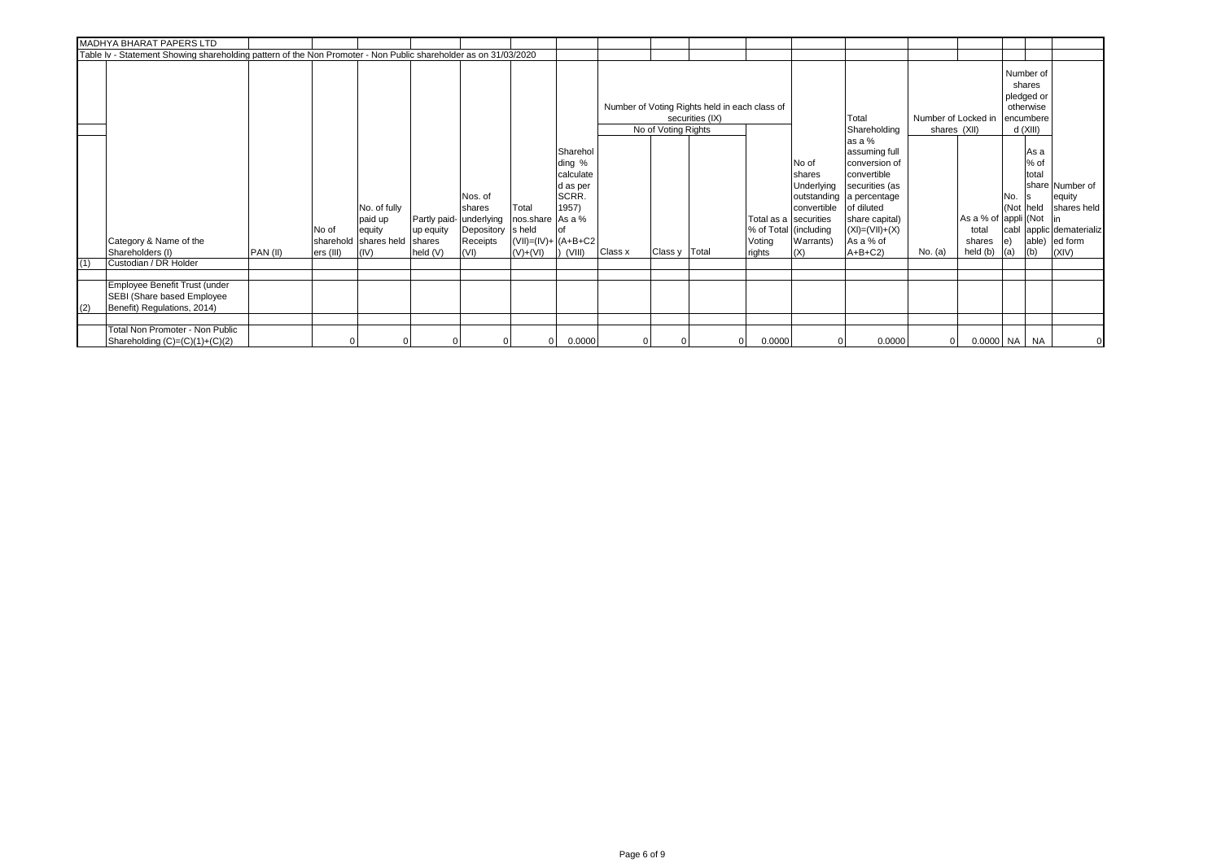MADHYA BHARAT PAPERS LTD

Table Iv - Statement Showing shareholding pattern of the Non Promoter - Non Public shareholder as on 31/03/2020

| | Category & Name of the Shareholders (I) | PAN (II) | No of shareholders (III) | No. of fully paid up equity shares held (IV) | Partly paid-up equity shares held (V) | Nos. of shares underlying Depository Receipts (VI) | Total nos.shares held (VII)=(IV)+(V)+(VI) | Shareholding % calculated as per SCRR. 1957) As a % of (A+B+C2) (VIII) | Number of Voting Rights held in each class of securities (IX) | | | | No of shares Underlying outstanding convertible securities (including Warrants) (X) | Total Shareholding as a % assuming full conversion of convertible securities (as a percentage of diluted share capital) (XI)=(VII)+(X) As a % of A+B+C2) | Number of Locked in shares (XII) | | Number of shares pledged or otherwise encumbered (XIII) | | Number of equity shares held in dematerialized form (XIV) |
|---|---|---|---|---|---|---|---|---|---|---|---|---|---|---|---|---|---|---|---|
| | | | | | | | | | No of Voting Rights | | | Total as a % of Total Voting rights | | | No. (a) | As a % of total shares held (b) | No. (Not applicable) (a) | As a % of total shares held (Not applicable) (b) | |
| | | | | | | | | | Class x | Class y | Total | | | | | | | | |
| (1) | Custodian / DR Holder | | | | | | | | | | | | | | | | | | |
| (2) | Employee Benefit Trust (under SEBI (Share based Employee Benefit) Regulations, 2014) | | | | | | | | | | | | | | | | | | |
| | Total Non Promoter - Non Public Shareholding (C)=(C)(1)+(C)(2) | | 0 | 0 | 0 | 0 | 0 | 0.0000 | 0 | 0 | 0 | 0.0000 | 0 | 0.0000 | 0 | 0.0000 | NA | NA | 0 |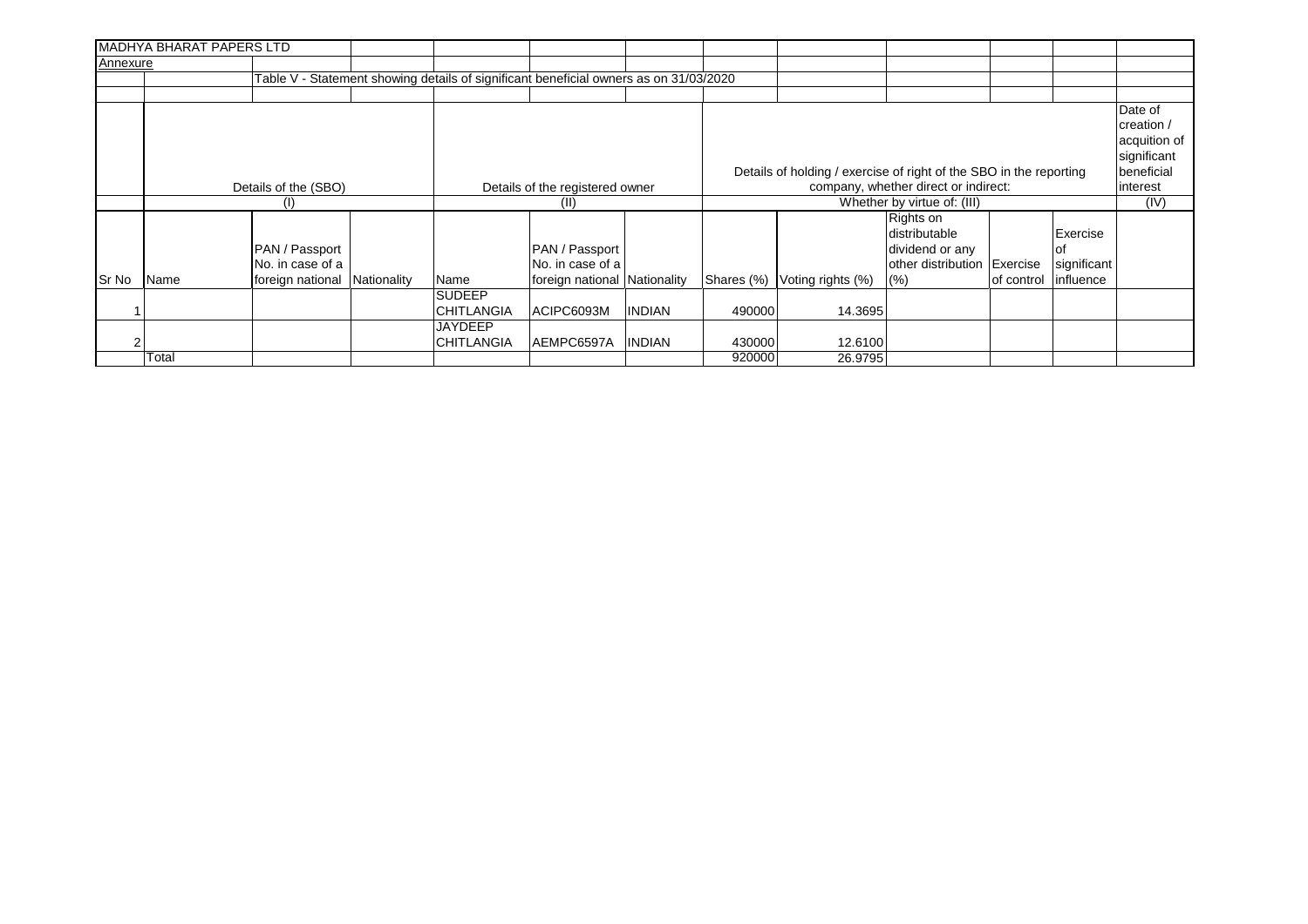MADHYA BHARAT PAPERS LTD

Annexure

Table V - Statement showing details of significant beneficial owners as on 31/03/2020

| | Details of the (SBO) | | | Details of the registered owner | | | Details of holding / exercise of right of the SBO in the reporting company, whether direct or indirect: | | | | | Date of creation / acquition of significant beneficial interest |
|---|---|---|---|---|---|---|---|---|---|---|---|---|
| | (I) | | | (II) | | | Whether by virtue of: (III) | | | | | (IV) |
| Sr No | Name | PAN / Passport No. in case of a foreign national | Nationality | Name | PAN / Passport No. in case of a foreign national | Nationality | Shares (%) | Voting rights (%) | Rights on distributable dividend or any other distribution (%) | Exercise of control | Exercise of significant influence | |
| 1 | | | | SUDEEP CHITLANGIA | ACIPC6093M | INDIAN | 490000 | 14.3695 | | | | |
| 2 | | | | JAYDEEP CHITLANGIA | AEMPC6597A | INDIAN | 430000 | 12.6100 | | | | |
| | Total | | | | | | 920000 | 26.9795 | | | | |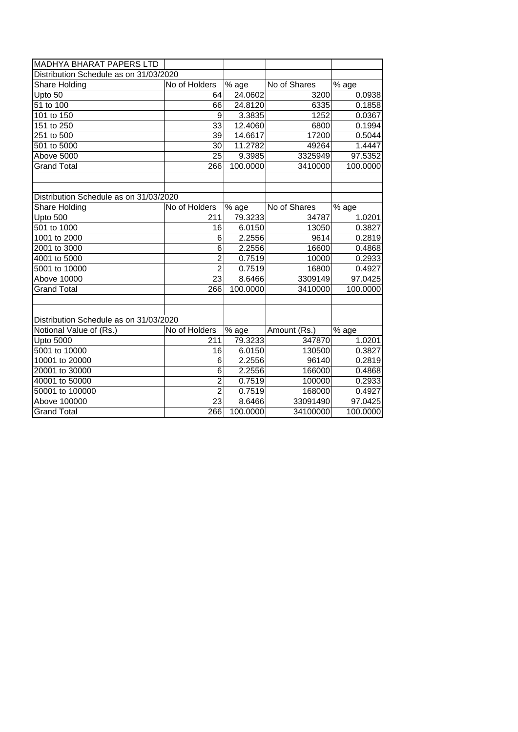**MADHYA BHARAT PAPERS LTD**

Distribution Schedule as on 31/03/2020

| Share Holding | No of Holders | % age | No of Shares | % age |
|---|---|---|---|---|
| Upto 50 | 64 | 24.0602 | 3200 | 0.0938 |
| 51 to 100 | 66 | 24.8120 | 6335 | 0.1858 |
| 101 to 150 | 9 | 3.3835 | 1252 | 0.0367 |
| 151 to 250 | 33 | 12.4060 | 6800 | 0.1994 |
| 251 to 500 | 39 | 14.6617 | 17200 | 0.5044 |
| 501 to 5000 | 30 | 11.2782 | 49264 | 1.4447 |
| Above 5000 | 25 | 9.3985 | 3325949 | 97.5352 |
| Grand Total | 266 | 100.0000 | 3410000 | 100.0000 |

Distribution Schedule as on 31/03/2020

| Share Holding | No of Holders | % age | No of Shares | % age |
|---|---|---|---|---|
| Upto 500 | 211 | 79.3233 | 34787 | 1.0201 |
| 501 to 1000 | 16 | 6.0150 | 13050 | 0.3827 |
| 1001 to 2000 | 6 | 2.2556 | 9614 | 0.2819 |
| 2001 to 3000 | 6 | 2.2556 | 16600 | 0.4868 |
| 4001 to 5000 | 2 | 0.7519 | 10000 | 0.2933 |
| 5001 to 10000 | 2 | 0.7519 | 16800 | 0.4927 |
| Above 10000 | 23 | 8.6466 | 3309149 | 97.0425 |
| Grand Total | 266 | 100.0000 | 3410000 | 100.0000 |

Distribution Schedule as on 31/03/2020

| Notional Value of (Rs.) | No of Holders | % age | Amount (Rs.) | % age |
|---|---|---|---|---|
| Upto 5000 | 211 | 79.3233 | 347870 | 1.0201 |
| 5001 to 10000 | 16 | 6.0150 | 130500 | 0.3827 |
| 10001 to 20000 | 6 | 2.2556 | 96140 | 0.2819 |
| 20001 to 30000 | 6 | 2.2556 | 166000 | 0.4868 |
| 40001 to 50000 | 2 | 0.7519 | 100000 | 0.2933 |
| 50001 to 100000 | 2 | 0.7519 | 168000 | 0.4927 |
| Above 100000 | 23 | 8.6466 | 33091490 | 97.0425 |
| Grand Total | 266 | 100.0000 | 34100000 | 100.0000 |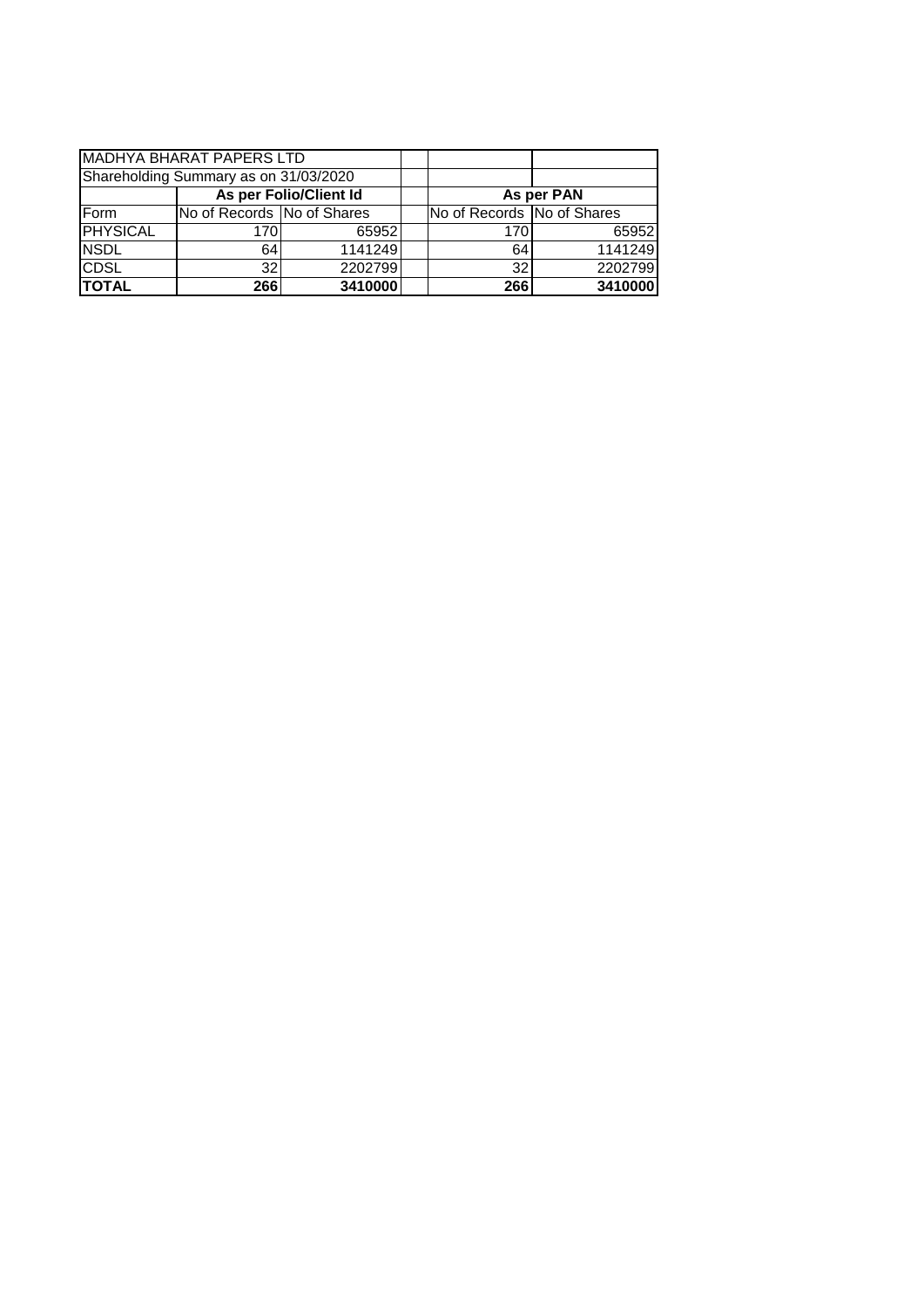| MADHYA BHARAT PAPERS LTD | | | | | |
|---|---|---|---|---|---|
| Shareholding Summary as on 31/03/2020 | | | | | |
| | **As per Folio/Client Id** | | | **As per PAN** | |
| Form | No of Records | No of Shares | | No of Records | No of Shares |
| PHYSICAL | 170 | 65952 | | 170 | 65952 |
| NSDL | 64 | 1141249 | | 64 | 1141249 |
| CDSL | 32 | 2202799 | | 32 | 2202799 |
| **TOTAL** | **266** | **3410000** | | **266** | **3410000** |